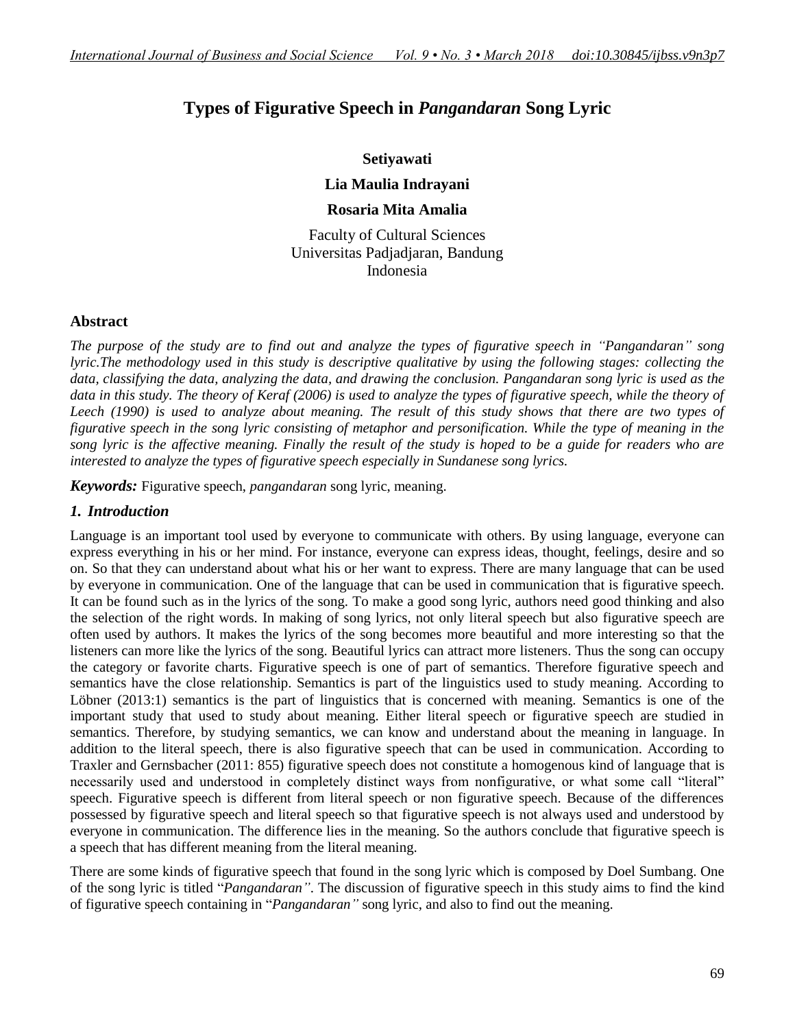# Types of Figurative Speech in *Pangandaran* Song Lyric

**Setiyawati**

**Lia Maulia Indrayani**

**Rosaria Mita Amalia**

Faculty of Cultural Sciences
Universitas Padjadjaran, Bandung
Indonesia

## Abstract

*The purpose of the study are to find out and analyze the types of figurative speech in "Pangandaran" song lyric.The methodology used in this study is descriptive qualitative by using the following stages: collecting the data, classifying the data, analyzing the data, and drawing the conclusion. Pangandaran song lyric is used as the data in this study. The theory of Keraf (2006) is used to analyze the types of figurative speech, while the theory of Leech (1990) is used to analyze about meaning. The result of this study shows that there are two types of figurative speech in the song lyric consisting of metaphor and personification. While the type of meaning in the song lyric is the affective meaning. Finally the result of the study is hoped to be a guide for readers who are interested to analyze the types of figurative speech especially in Sundanese song lyrics.*

***Keywords:*** Figurative speech, *pangandaran* song lyric, meaning.

## *1. Introduction*

Language is an important tool used by everyone to communicate with others. By using language, everyone can express everything in his or her mind. For instance, everyone can express ideas, thought, feelings, desire and so on. So that they can understand about what his or her want to express. There are many language that can be used by everyone in communication. One of the language that can be used in communication that is figurative speech. It can be found such as in the lyrics of the song. To make a good song lyric, authors need good thinking and also the selection of the right words. In making of song lyrics, not only literal speech but also figurative speech are often used by authors. It makes the lyrics of the song becomes more beautiful and more interesting so that the listeners can more like the lyrics of the song. Beautiful lyrics can attract more listeners. Thus the song can occupy the category or favorite charts. Figurative speech is one of part of semantics. Therefore figurative speech and semantics have the close relationship. Semantics is part of the linguistics used to study meaning. According to Löbner (2013:1) semantics is the part of linguistics that is concerned with meaning. Semantics is one of the important study that used to study about meaning. Either literal speech or figurative speech are studied in semantics. Therefore, by studying semantics, we can know and understand about the meaning in language. In addition to the literal speech, there is also figurative speech that can be used in communication. According to Traxler and Gernsbacher (2011: 855) figurative speech does not constitute a homogenous kind of language that is necessarily used and understood in completely distinct ways from nonfigurative, or what some call "literal" speech. Figurative speech is different from literal speech or non figurative speech. Because of the differences possessed by figurative speech and literal speech so that figurative speech is not always used and understood by everyone in communication. The difference lies in the meaning. So the authors conclude that figurative speech is a speech that has different meaning from the literal meaning.

There are some kinds of figurative speech that found in the song lyric which is composed by Doel Sumbang. One of the song lyric is titled "*Pangandaran"*. The discussion of figurative speech in this study aims to find the kind of figurative speech containing in "*Pangandaran"* song lyric, and also to find out the meaning.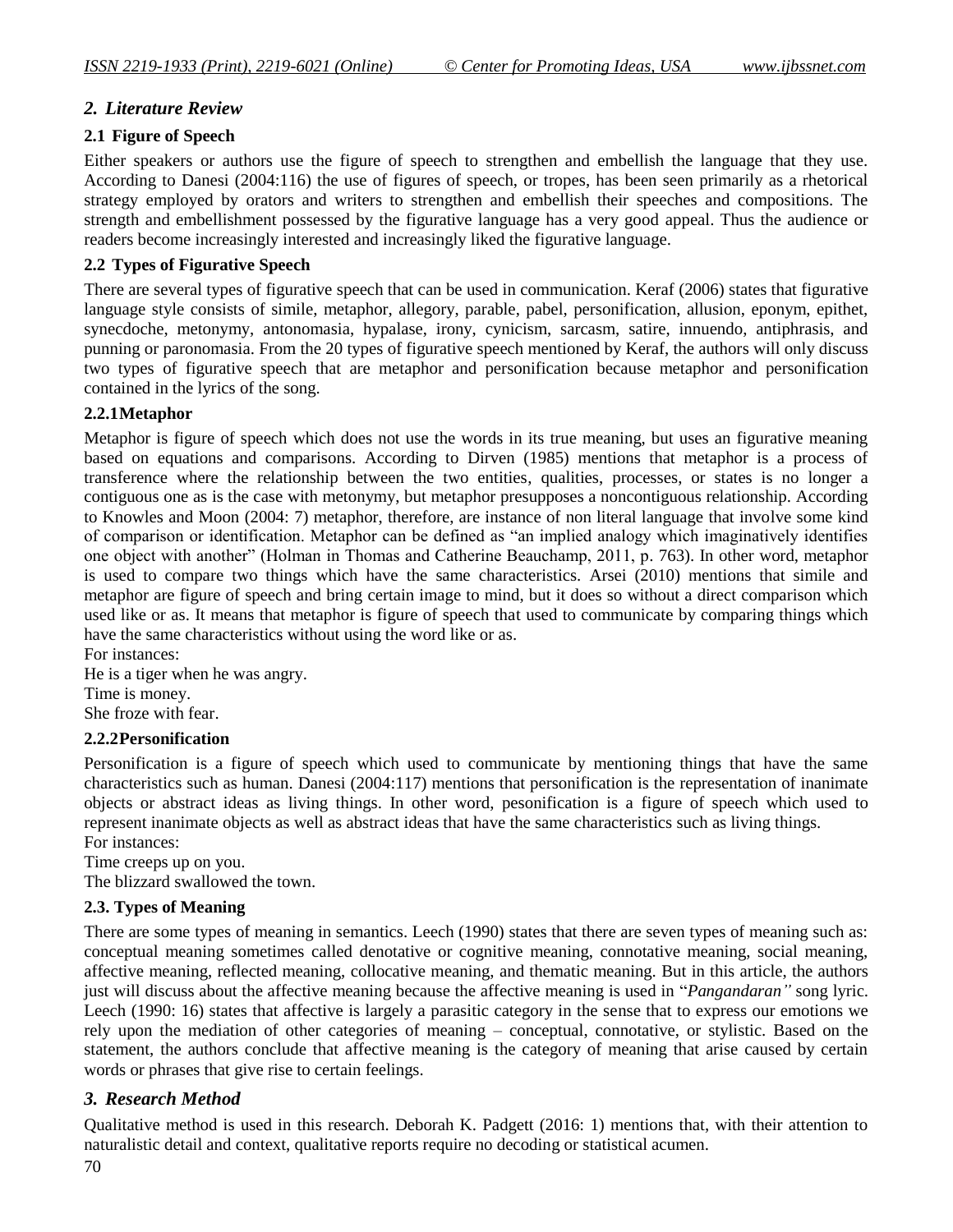## *2. Literature Review*

### 2.1 Figure of Speech

Either speakers or authors use the figure of speech to strengthen and embellish the language that they use. According to Danesi (2004:116) the use of figures of speech, or tropes, has been seen primarily as a rhetorical strategy employed by orators and writers to strengthen and embellish their speeches and compositions. The strength and embellishment possessed by the figurative language has a very good appeal. Thus the audience or readers become increasingly interested and increasingly liked the figurative language.

### 2.2 Types of Figurative Speech

There are several types of figurative speech that can be used in communication. Keraf (2006) states that figurative language style consists of simile, metaphor, allegory, parable, pabel, personification, allusion, eponym, epithet, synecdoche, metonymy, antonomasia, hypalase, irony, cynicism, sarcasm, satire, innuendo, antiphrasis, and punning or paronomasia. From the 20 types of figurative speech mentioned by Keraf, the authors will only discuss two types of figurative speech that are metaphor and personification because metaphor and personification contained in the lyrics of the song.

#### 2.2.1Metaphor

Metaphor is figure of speech which does not use the words in its true meaning, but uses an figurative meaning based on equations and comparisons. According to Dirven (1985) mentions that metaphor is a process of transference where the relationship between the two entities, qualities, processes, or states is no longer a contiguous one as is the case with metonymy, but metaphor presupposes a noncontiguous relationship. According to Knowles and Moon (2004: 7) metaphor, therefore, are instance of non literal language that involve some kind of comparison or identification. Metaphor can be defined as "an implied analogy which imaginatively identifies one object with another" (Holman in Thomas and Catherine Beauchamp, 2011, p. 763). In other word, metaphor is used to compare two things which have the same characteristics. Arsei (2010) mentions that simile and metaphor are figure of speech and bring certain image to mind, but it does so without a direct comparison which used like or as. It means that metaphor is figure of speech that used to communicate by comparing things which have the same characteristics without using the word like or as.

For instances:

He is a tiger when he was angry.

Time is money.

She froze with fear.

#### 2.2.2Personification

Personification is a figure of speech which used to communicate by mentioning things that have the same characteristics such as human. Danesi (2004:117) mentions that personification is the representation of inanimate objects or abstract ideas as living things. In other word, pesonification is a figure of speech which used to represent inanimate objects as well as abstract ideas that have the same characteristics such as living things.

For instances:

Time creeps up on you.

The blizzard swallowed the town.

### 2.3. Types of Meaning

There are some types of meaning in semantics. Leech (1990) states that there are seven types of meaning such as: conceptual meaning sometimes called denotative or cognitive meaning, connotative meaning, social meaning, affective meaning, reflected meaning, collocative meaning, and thematic meaning. But in this article, the authors just will discuss about the affective meaning because the affective meaning is used in "*Pangandaran"* song lyric. Leech (1990: 16) states that affective is largely a parasitic category in the sense that to express our emotions we rely upon the mediation of other categories of meaning – conceptual, connotative, or stylistic. Based on the statement, the authors conclude that affective meaning is the category of meaning that arise caused by certain words or phrases that give rise to certain feelings.

## *3. Research Method*

Qualitative method is used in this research. Deborah K. Padgett (2016: 1) mentions that, with their attention to naturalistic detail and context, qualitative reports require no decoding or statistical acumen.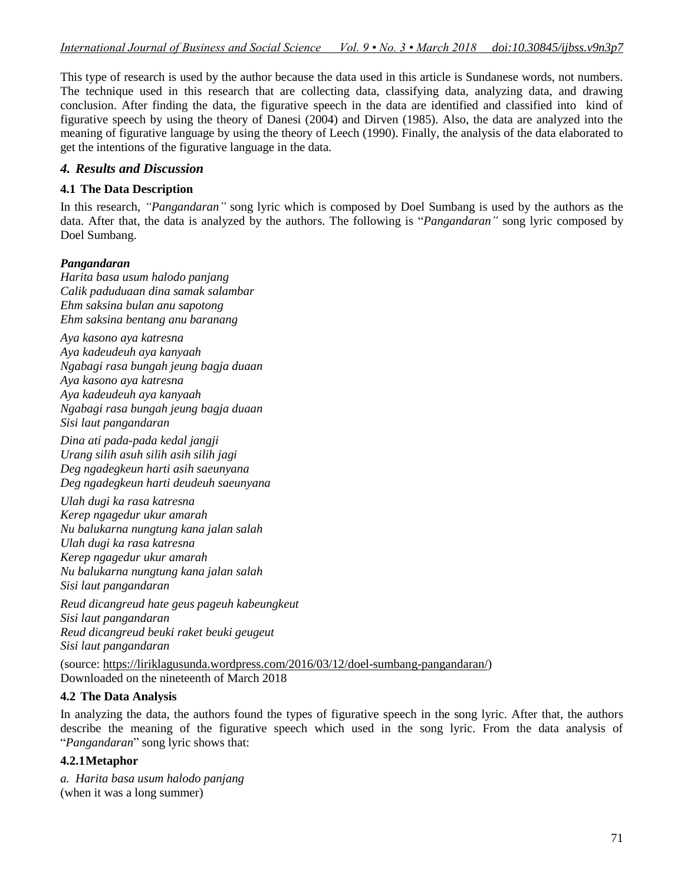This type of research is used by the author because the data used in this article is Sundanese words, not numbers. The technique used in this research that are collecting data, classifying data, analyzing data, and drawing conclusion. After finding the data, the figurative speech in the data are identified and classified into kind of figurative speech by using the theory of Danesi (2004) and Dirven (1985). Also, the data are analyzed into the meaning of figurative language by using the theory of Leech (1990). Finally, the analysis of the data elaborated to get the intentions of the figurative language in the data.

## *4. Results and Discussion*

### 4.1 The Data Description

In this research, *"Pangandaran"* song lyric which is composed by Doel Sumbang is used by the authors as the data. After that, the data is analyzed by the authors. The following is "*Pangandaran"* song lyric composed by Doel Sumbang.

***Pangandaran***  
*Harita basa usum halodo panjang*  
*Calik paduduaan dina samak salambar*  
*Ehm saksina bulan anu sapotong*  
*Ehm saksina bentang anu baranang*

*Aya kasono aya katresna*  
*Aya kadeudeuh aya kanyaah*  
*Ngabagi rasa bungah jeung bagja duaan*  
*Aya kasono aya katresna*  
*Aya kadeudeuh aya kanyaah*  
*Ngabagi rasa bungah jeung bagja duaan*  
*Sisi laut pangandaran*

*Dina ati pada-pada kedal jangji*  
*Urang silih asuh silih asih silih jagi*  
*Deg ngadegkeun harti asih saeunyana*  
*Deg ngadegkeun harti deudeuh saeunyana*

*Ulah dugi ka rasa katresna*  
*Kerep ngagedur ukur amarah*  
*Nu balukarna nungtung kana jalan salah*  
*Ulah dugi ka rasa katresna*  
*Kerep ngagedur ukur amarah*  
*Nu balukarna nungtung kana jalan salah*  
*Sisi laut pangandaran*

*Reud dicangreud hate geus pageuh kabeungkeut*  
*Sisi laut pangandaran*  
*Reud dicangreud beuki raket beuki geugeut*  
*Sisi laut pangandaran*

(source: https://liriklagusunda.wordpress.com/2016/03/12/doel-sumbang-pangandaran/)  
Downloaded on the nineteenth of March 2018

### 4.2 The Data Analysis

In analyzing the data, the authors found the types of figurative speech in the song lyric. After that, the authors describe the meaning of the figurative speech which used in the song lyric. From the data analysis of "*Pangandaran*" song lyric shows that:

#### 4.2.1 Metaphor

a. *Harita basa usum halodo panjang*  
(when it was a long summer)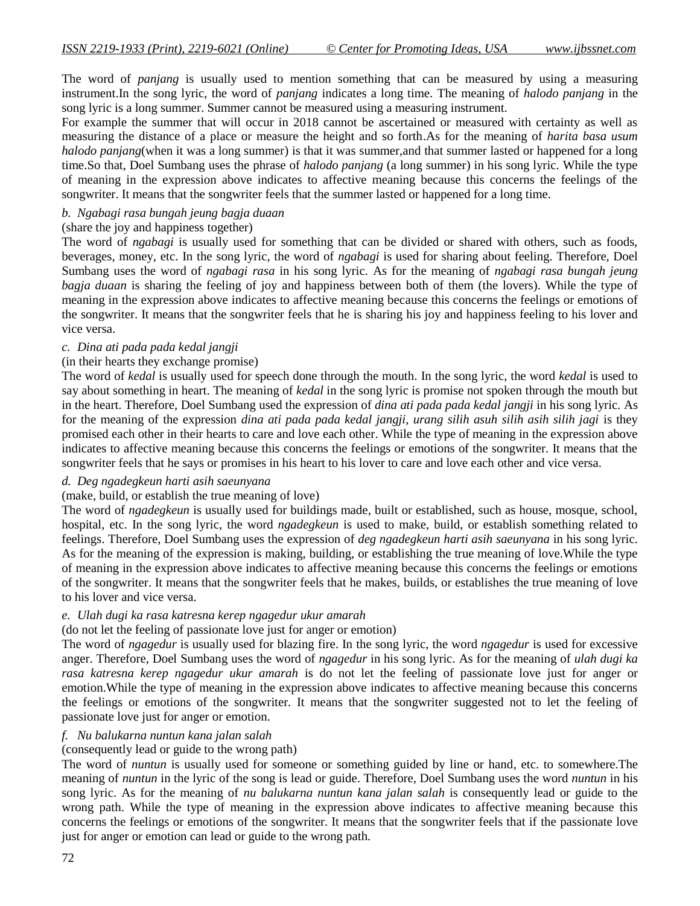The word of *panjang* is usually used to mention something that can be measured by using a measuring instrument.In the song lyric, the word of *panjang* indicates a long time. The meaning of *halodo panjang* in the song lyric is a long summer. Summer cannot be measured using a measuring instrument.

For example the summer that will occur in 2018 cannot be ascertained or measured with certainty as well as measuring the distance of a place or measure the height and so forth.As for the meaning of *harita basa usum halodo panjang*(when it was a long summer) is that it was summer,and that summer lasted or happened for a long time.So that, Doel Sumbang uses the phrase of *halodo panjang* (a long summer) in his song lyric. While the type of meaning in the expression above indicates to affective meaning because this concerns the feelings of the songwriter. It means that the songwriter feels that the summer lasted or happened for a long time.

*b. Ngabagi rasa bungah jeung bagja duaan*

(share the joy and happiness together)

The word of *ngabagi* is usually used for something that can be divided or shared with others, such as foods, beverages, money, etc. In the song lyric, the word of *ngabagi* is used for sharing about feeling. Therefore, Doel Sumbang uses the word of *ngabagi rasa* in his song lyric. As for the meaning of *ngabagi rasa bungah jeung bagja duaan* is sharing the feeling of joy and happiness between both of them (the lovers). While the type of meaning in the expression above indicates to affective meaning because this concerns the feelings or emotions of the songwriter. It means that the songwriter feels that he is sharing his joy and happiness feeling to his lover and vice versa.

*c. Dina ati pada pada kedal jangji*

(in their hearts they exchange promise)

The word of *kedal* is usually used for speech done through the mouth. In the song lyric, the word *kedal* is used to say about something in heart. The meaning of *kedal* in the song lyric is promise not spoken through the mouth but in the heart. Therefore, Doel Sumbang used the expression of *dina ati pada pada kedal jangji* in his song lyric. As for the meaning of the expression *dina ati pada pada kedal jangji, urang silih asuh silih asih silih jagi* is they promised each other in their hearts to care and love each other. While the type of meaning in the expression above indicates to affective meaning because this concerns the feelings or emotions of the songwriter. It means that the songwriter feels that he says or promises in his heart to his lover to care and love each other and vice versa.

*d. Deg ngadegkeun harti asih saeunyana*

(make, build, or establish the true meaning of love)

The word of *ngadegkeun* is usually used for buildings made, built or established, such as house, mosque, school, hospital, etc. In the song lyric, the word *ngadegkeun* is used to make, build, or establish something related to feelings. Therefore, Doel Sumbang uses the expression of *deg ngadegkeun harti asih saeunyana* in his song lyric. As for the meaning of the expression is making, building, or establishing the true meaning of love.While the type of meaning in the expression above indicates to affective meaning because this concerns the feelings or emotions of the songwriter. It means that the songwriter feels that he makes, builds, or establishes the true meaning of love to his lover and vice versa.

*e. Ulah dugi ka rasa katresna kerep ngagedur ukur amarah*

(do not let the feeling of passionate love just for anger or emotion)

The word of *ngagedur* is usually used for blazing fire. In the song lyric, the word *ngagedur* is used for excessive anger. Therefore, Doel Sumbang uses the word of *ngagedur* in his song lyric. As for the meaning of *ulah dugi ka rasa katresna kerep ngagedur ukur amarah* is do not let the feeling of passionate love just for anger or emotion.While the type of meaning in the expression above indicates to affective meaning because this concerns the feelings or emotions of the songwriter. It means that the songwriter suggested not to let the feeling of passionate love just for anger or emotion.

*f. Nu balukarna nuntun kana jalan salah*

(consequently lead or guide to the wrong path)

The word of *nuntun* is usually used for someone or something guided by line or hand, etc. to somewhere.The meaning of *nuntun* in the lyric of the song is lead or guide. Therefore, Doel Sumbang uses the word *nuntun* in his song lyric. As for the meaning of *nu balukarna nuntun kana jalan salah* is consequently lead or guide to the wrong path. While the type of meaning in the expression above indicates to affective meaning because this concerns the feelings or emotions of the songwriter. It means that the songwriter feels that if the passionate love just for anger or emotion can lead or guide to the wrong path.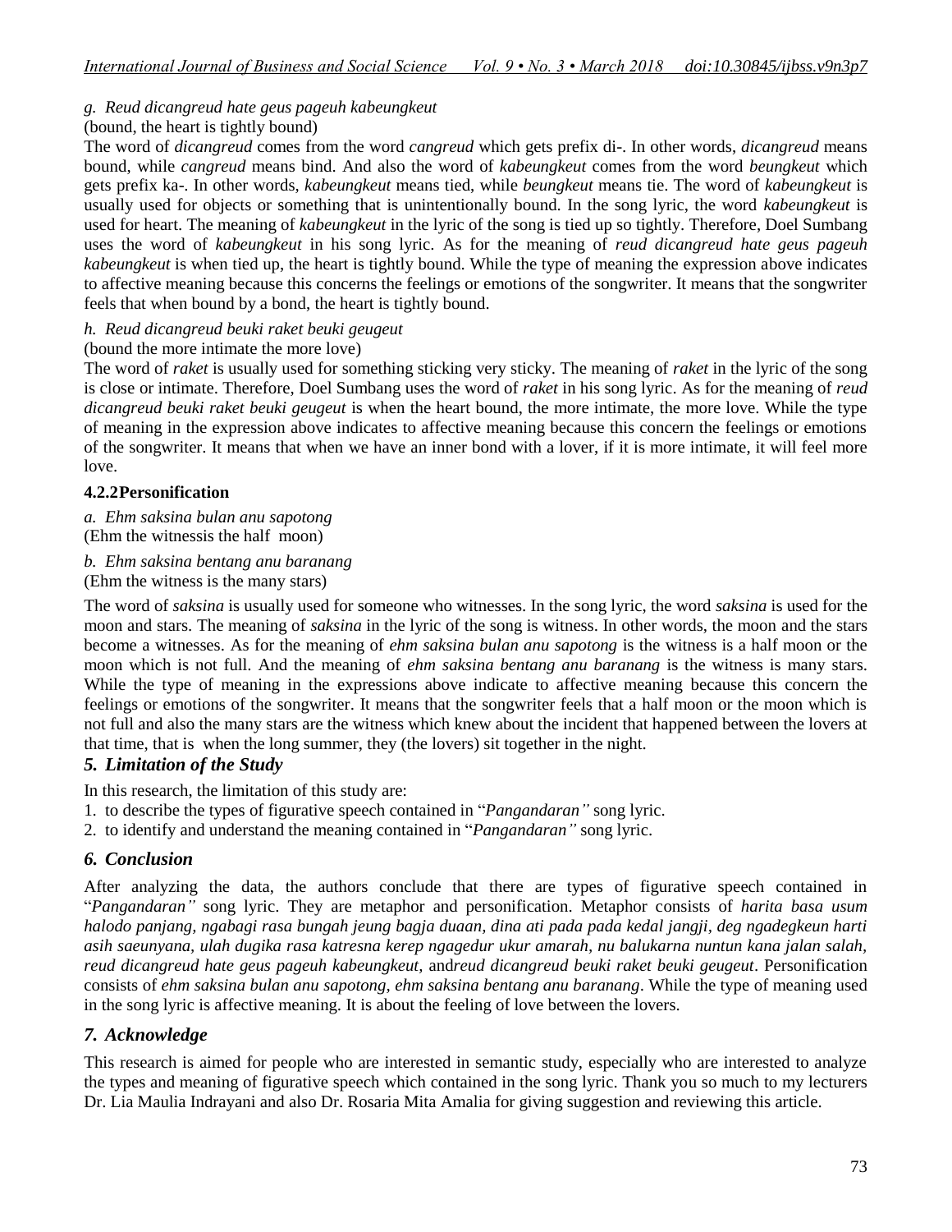*g. Reud dicangreud hate geus pageuh kabeungkeut*

(bound, the heart is tightly bound)

The word of *dicangreud* comes from the word *cangreud* which gets prefix di-. In other words, *dicangreud* means bound, while *cangreud* means bind. And also the word of *kabeungkeut* comes from the word *beungkeut* which gets prefix ka-. In other words, *kabeungkeut* means tied, while *beungkeut* means tie. The word of *kabeungkeut* is usually used for objects or something that is unintentionally bound. In the song lyric, the word *kabeungkeut* is used for heart. The meaning of *kabeungkeut* in the lyric of the song is tied up so tightly. Therefore, Doel Sumbang uses the word of *kabeungkeut* in his song lyric. As for the meaning of *reud dicangreud hate geus pageuh kabeungkeut* is when tied up, the heart is tightly bound. While the type of meaning the expression above indicates to affective meaning because this concerns the feelings or emotions of the songwriter. It means that the songwriter feels that when bound by a bond, the heart is tightly bound.

*h. Reud dicangreud beuki raket beuki geugeut*

(bound the more intimate the more love)

The word of *raket* is usually used for something sticking very sticky. The meaning of *raket* in the lyric of the song is close or intimate. Therefore, Doel Sumbang uses the word of *raket* in his song lyric. As for the meaning of *reud dicangreud beuki raket beuki geugeut* is when the heart bound, the more intimate, the more love. While the type of meaning in the expression above indicates to affective meaning because this concern the feelings or emotions of the songwriter. It means that when we have an inner bond with a lover, if it is more intimate, it will feel more love.

#### 4.2.2Personification

*a. Ehm saksina bulan anu sapotong*

(Ehm the witnessis the half moon)

*b. Ehm saksina bentang anu baranang*

(Ehm the witness is the many stars)

The word of *saksina* is usually used for someone who witnesses. In the song lyric, the word *saksina* is used for the moon and stars. The meaning of *saksina* in the lyric of the song is witness. In other words, the moon and the stars become a witnesses. As for the meaning of *ehm saksina bulan anu sapotong* is the witness is a half moon or the moon which is not full. And the meaning of *ehm saksina bentang anu baranang* is the witness is many stars. While the type of meaning in the expressions above indicate to affective meaning because this concern the feelings or emotions of the songwriter. It means that the songwriter feels that a half moon or the moon which is not full and also the many stars are the witness which knew about the incident that happened between the lovers at that time, that is when the long summer, they (the lovers) sit together in the night.

## *5. Limitation of the Study*

In this research, the limitation of this study are:

1. to describe the types of figurative speech contained in "*Pangandaran"* song lyric.
2. to identify and understand the meaning contained in "*Pangandaran"* song lyric.

## *6. Conclusion*

After analyzing the data, the authors conclude that there are types of figurative speech contained in "*Pangandaran"* song lyric. They are metaphor and personification. Metaphor consists of *harita basa usum halodo panjang, ngabagi rasa bungah jeung bagja duaan, dina ati pada pada kedal jangji, deg ngadegkeun harti asih saeunyana, ulah dugika rasa katresna kerep ngagedur ukur amarah, nu balukarna nuntun kana jalan salah, reud dicangreud hate geus pageuh kabeungkeut,* and*reud dicangreud beuki raket beuki geugeut*. Personification consists of *ehm saksina bulan anu sapotong, ehm saksina bentang anu baranang*. While the type of meaning used in the song lyric is affective meaning. It is about the feeling of love between the lovers.

## *7. Acknowledge*

This research is aimed for people who are interested in semantic study, especially who are interested to analyze the types and meaning of figurative speech which contained in the song lyric. Thank you so much to my lecturers Dr. Lia Maulia Indrayani and also Dr. Rosaria Mita Amalia for giving suggestion and reviewing this article.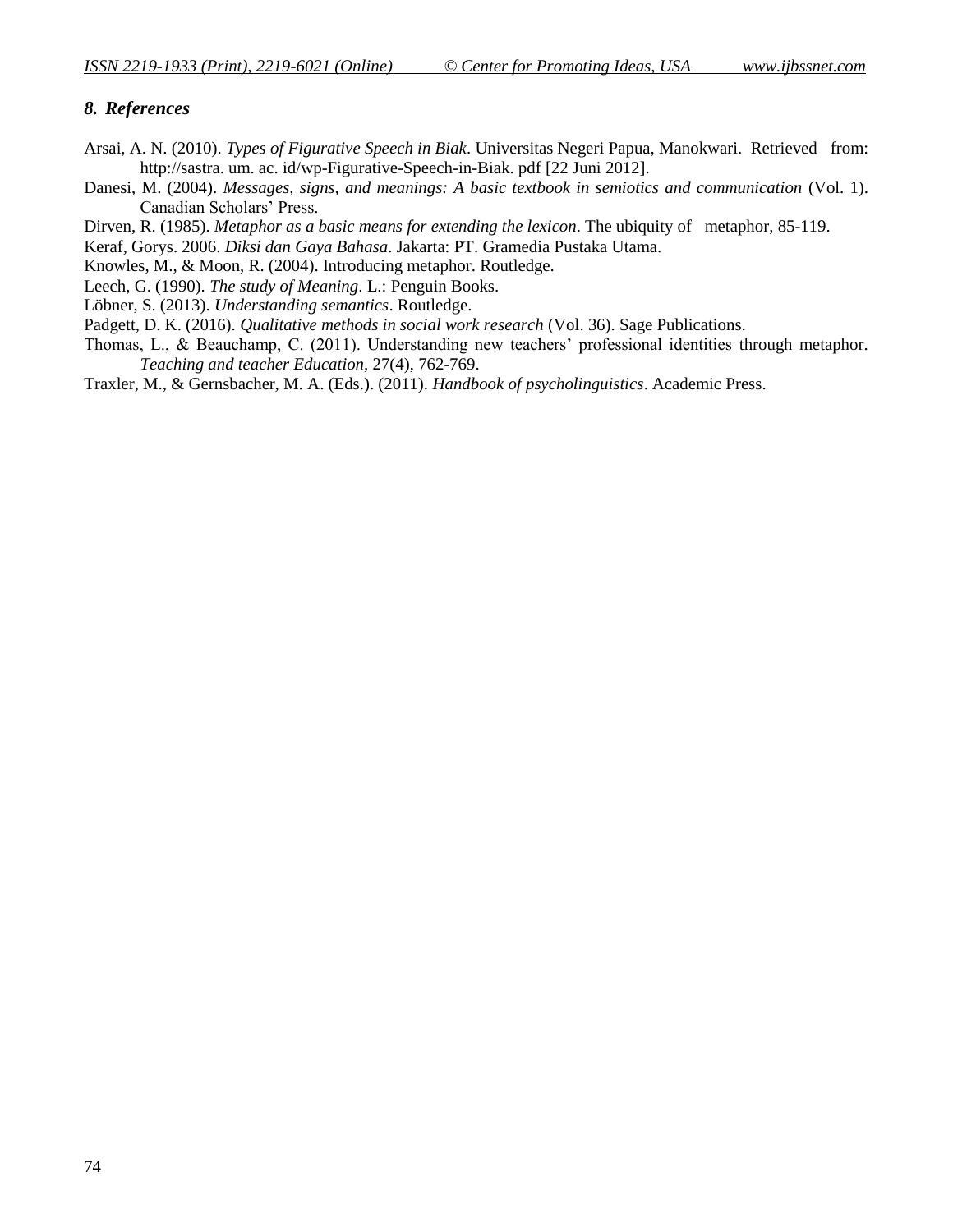### *8. References*

Arsai, A. N. (2010). *Types of Figurative Speech in Biak*. Universitas Negeri Papua, Manokwari. Retrieved from: http://sastra. um. ac. id/wp-Figurative-Speech-in-Biak. pdf [22 Juni 2012].

Danesi, M. (2004). *Messages, signs, and meanings: A basic textbook in semiotics and communication* (Vol. 1). Canadian Scholars' Press.

Dirven, R. (1985). *Metaphor as a basic means for extending the lexicon*. The ubiquity of metaphor, 85-119.

Keraf, Gorys. 2006. *Diksi dan Gaya Bahasa*. Jakarta: PT. Gramedia Pustaka Utama.

Knowles, M., & Moon, R. (2004). Introducing metaphor. Routledge.

Leech, G. (1990). *The study of Meaning*. L.: Penguin Books.

Löbner, S. (2013). *Understanding semantics*. Routledge.

Padgett, D. K. (2016). *Qualitative methods in social work research* (Vol. 36). Sage Publications.

Thomas, L., & Beauchamp, C. (2011). Understanding new teachers' professional identities through metaphor. *Teaching and teacher Education*, 27(4), 762-769.

Traxler, M., & Gernsbacher, M. A. (Eds.). (2011). *Handbook of psycholinguistics*. Academic Press.